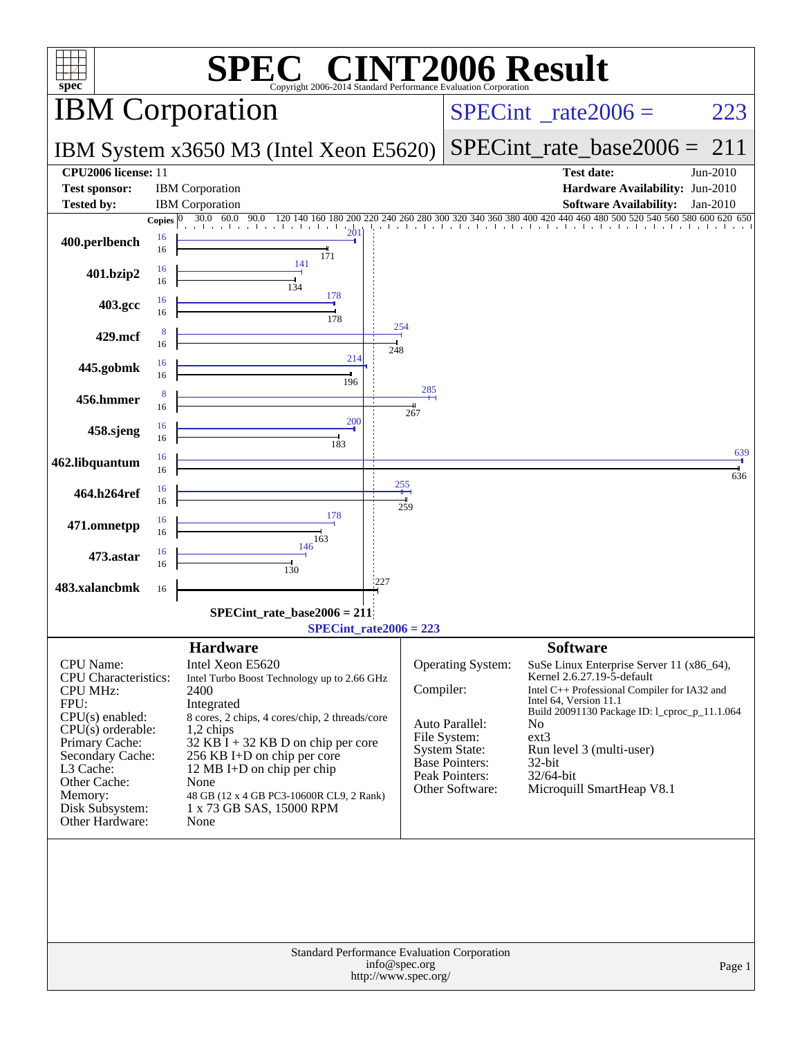# SPEC® CINT2006 Result

Copyright 2006-2014 Standard Performance Evaluation Corporation

## IBM Corporation

**SPECint_rate2006 = 223**

IBM System x3650 M3 (Intel Xeon E5620)

**SPECint_rate_base2006 = 211**

| | | | |
|---|---|---|---|
| **CPU2006 license:** | 11 | **Test date:** | Jun-2010 |
| **Test sponsor:** | IBM Corporation | **Hardware Availability:** | Jun-2010 |
| **Tested by:** | IBM Corporation | **Software Availability:** | Jan-2010 |

| Benchmark | Copies (peak) | Peak | Copies (base) | Base |
|---|---|---|---|---|
| 400.perlbench | 16 | 201 | 16 | 171 |
| 401.bzip2 | 16 | 141 | 16 | 134 |
| 403.gcc | 16 | 178 | 16 | 178 |
| 429.mcf | 8 | 254 | 16 | 248 |
| 445.gobmk | 16 | 214 | 16 | 196 |
| 456.hmmer | 8 | 285 | 16 | 267 |
| 458.sjeng | 16 | 200 | 16 | 183 |
| 462.libquantum | 16 | 639 | 16 | 636 |
| 464.h264ref | 16 | 255 | 16 | 259 |
| 471.omnetpp | 16 | 178 | 16 | 163 |
| 473.astar | 16 | 146 | 16 | 130 |
| 483.xalancbmk | | | 16 | 227 |

SPECint_rate_base2006 = 211

SPECint_rate2006 = 223

### Hardware

| | |
|---|---|
| CPU Name: | Intel Xeon E5620 |
| CPU Characteristics: | Intel Turbo Boost Technology up to 2.66 GHz |
| CPU MHz: | 2400 |
| FPU: | Integrated |
| CPU(s) enabled: | 8 cores, 2 chips, 4 cores/chip, 2 threads/core |
| CPU(s) orderable: | 1,2 chips |
| Primary Cache: | 32 KB I + 32 KB D on chip per core |
| Secondary Cache: | 256 KB I+D on chip per core |
| L3 Cache: | 12 MB I+D on chip per chip |
| Other Cache: | None |
| Memory: | 48 GB (12 x 4 GB PC3-10600R CL9, 2 Rank) |
| Disk Subsystem: | 1 x 73 GB SAS, 15000 RPM |
| Other Hardware: | None |

### Software

| | |
|---|---|
| Operating System: | SuSe Linux Enterprise Server 11 (x86_64), Kernel 2.6.27.19-5-default |
| Compiler: | Intel C++ Professional Compiler for IA32 and Intel 64, Version 11.1 Build 20091130 Package ID: l_cproc_p_11.1.064 |
| Auto Parallel: | No |
| File System: | ext3 |
| System State: | Run level 3 (multi-user) |
| Base Pointers: | 32-bit |
| Peak Pointers: | 32/64-bit |
| Other Software: | Microquill SmartHeap V8.1 |

Standard Performance Evaluation Corporation
info@spec.org
http://www.spec.org/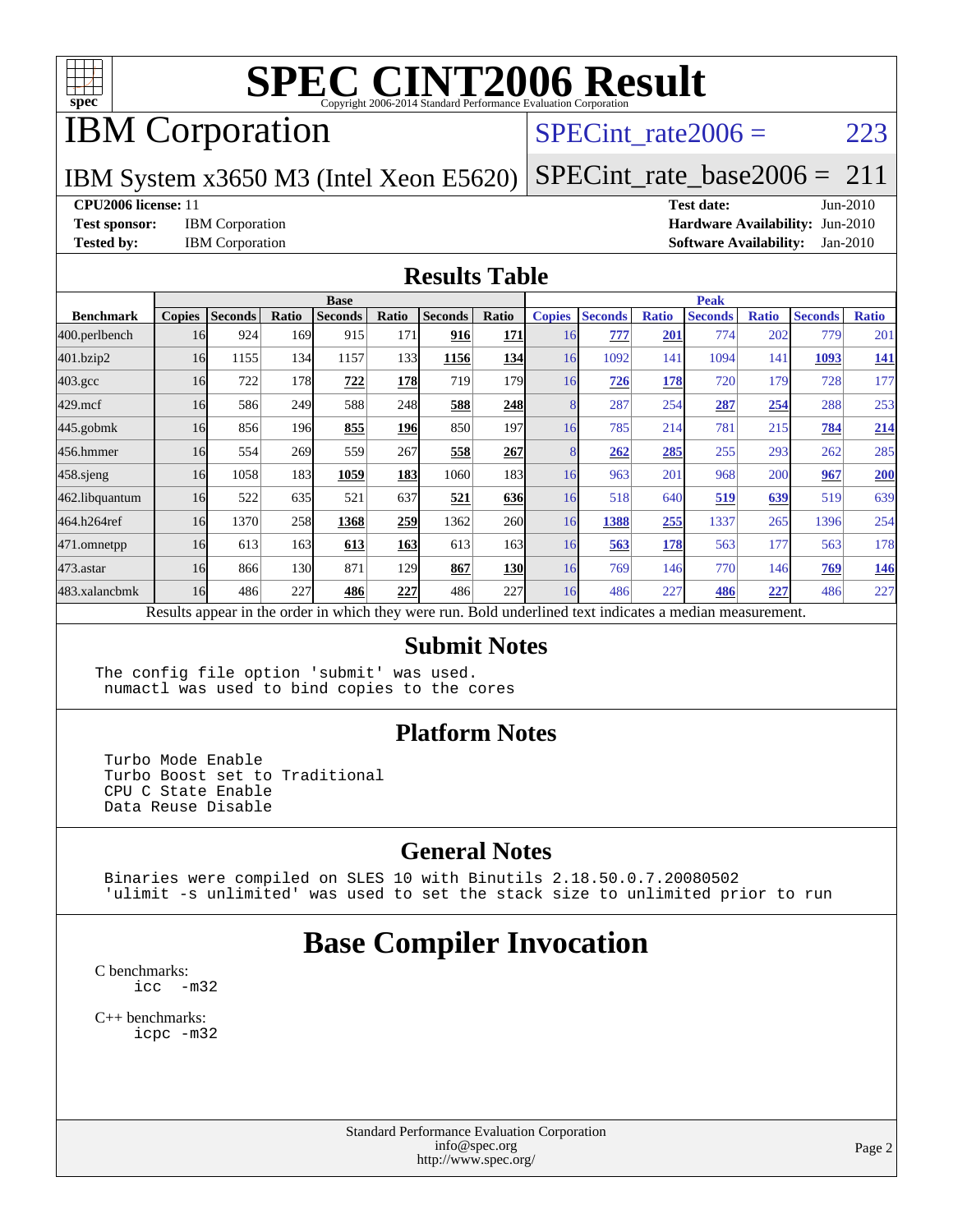# SPEC CINT2006 Result

Copyright 2006-2014 Standard Performance Evaluation Corporation

# IBM Corporation

IBM System x3650 M3 (Intel Xeon E5620)

SPECint_rate2006 = 223

SPECint_rate_base2006 = 211

**CPU2006 license:** 11
**Test sponsor:** IBM Corporation
**Tested by:** IBM Corporation

**Test date:** Jun-2010
**Hardware Availability:** Jun-2010
**Software Availability:** Jan-2010

## Results Table

| | Base | | | | | | | Peak | | | | | | |
|---|---|---|---|---|---|---|---|---|---|---|---|---|---|---|
| **Benchmark** | **Copies** | **Seconds** | **Ratio** | **Seconds** | **Ratio** | **Seconds** | **Ratio** | **Copies** | **Seconds** | **Ratio** | **Seconds** | **Ratio** | **Seconds** | **Ratio** |
| 400.perlbench | 16 | 924 | 169 | 915 | 171 | **916** | **171** | 16 | **777** | **201** | 774 | 202 | 779 | 201 |
| 401.bzip2 | 16 | 1155 | 134 | 1157 | 133 | **1156** | **134** | 16 | 1092 | 141 | 1094 | 141 | **1093** | **141** |
| 403.gcc | 16 | 722 | 178 | **722** | **178** | 719 | 179 | 16 | **726** | **178** | 720 | 179 | 728 | 177 |
| 429.mcf | 16 | 586 | 249 | 588 | 248 | **588** | **248** | 8 | 287 | 254 | **287** | **254** | 288 | 253 |
| 445.gobmk | 16 | 856 | 196 | **855** | **196** | 850 | 197 | 16 | 785 | 214 | 781 | 215 | **784** | **214** |
| 456.hmmer | 16 | 554 | 269 | 559 | 267 | **558** | **267** | 8 | **262** | **285** | 255 | 293 | 262 | 285 |
| 458.sjeng | 16 | 1058 | 183 | **1059** | **183** | 1060 | 183 | 16 | 963 | 201 | 968 | 200 | **967** | **200** |
| 462.libquantum | 16 | 522 | 635 | 521 | 637 | **521** | **636** | 16 | 518 | 640 | **519** | **639** | 519 | 639 |
| 464.h264ref | 16 | 1370 | 258 | **1368** | **259** | 1362 | 260 | 16 | **1388** | **255** | 1337 | 265 | 1396 | 254 |
| 471.omnetpp | 16 | 613 | 163 | **613** | **163** | 613 | 163 | 16 | **563** | **178** | 563 | 177 | 563 | 178 |
| 473.astar | 16 | 866 | 130 | 871 | 129 | **867** | **130** | 16 | 769 | 146 | 770 | 146 | **769** | **146** |
| 483.xalancbmk | 16 | 486 | 227 | **486** | **227** | 486 | 227 | 16 | 486 | 227 | **486** | **227** | 486 | 227 |

Results appear in the order in which they were run. Bold underlined text indicates a median measurement.

## Submit Notes

```
The config file option 'submit' was used.
 numactl was used to bind copies to the cores
```

## Platform Notes

```
Turbo Mode Enable
Turbo Boost set to Traditional
CPU C State Enable
Data Reuse Disable
```

## General Notes

```
Binaries were compiled on SLES 10 with Binutils 2.18.50.0.7.20080502
'ulimit -s unlimited' was used to set the stack size to unlimited prior to run
```

# Base Compiler Invocation

C benchmarks:
```
icc  -m32
```

C++ benchmarks:
```
icpc -m32
```

Standard Performance Evaluation Corporation
info@spec.org
http://www.spec.org/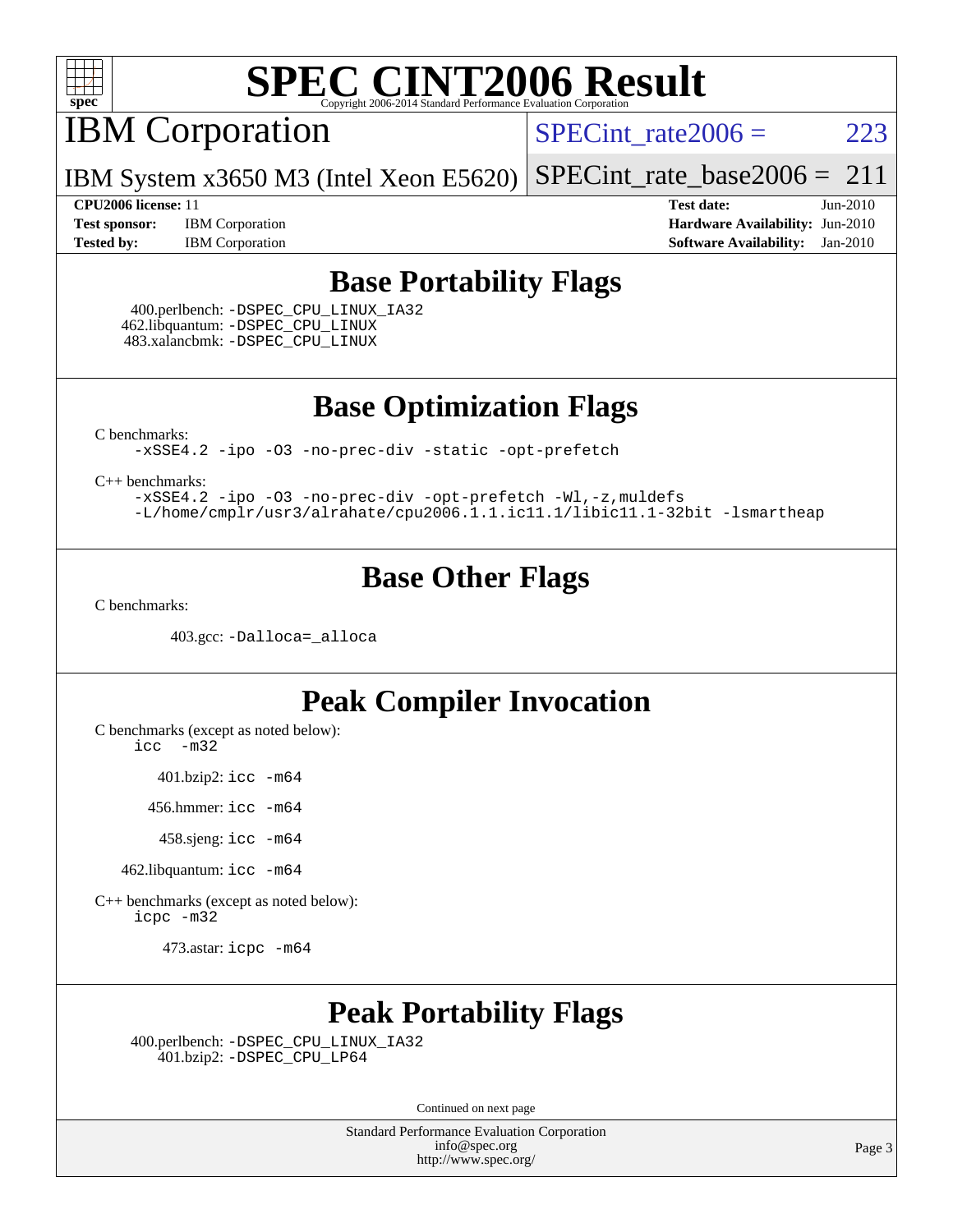# SPEC CINT2006 Result

Copyright 2006-2014 Standard Performance Evaluation Corporation

## IBM Corporation

IBM System x3650 M3 (Intel Xeon E5620)

SPECint_rate2006 = 223

SPECint_rate_base2006 = 211

**CPU2006 license:** 11
**Test sponsor:** IBM Corporation
**Tested by:** IBM Corporation

**Test date:** Jun-2010
**Hardware Availability:** Jun-2010
**Software Availability:** Jan-2010

## Base Portability Flags

400.perlbench: -DSPEC_CPU_LINUX_IA32
462.libquantum: -DSPEC_CPU_LINUX
483.xalancbmk: -DSPEC_CPU_LINUX

## Base Optimization Flags

C benchmarks:
-xSSE4.2 -ipo -O3 -no-prec-div -static -opt-prefetch

C++ benchmarks:
-xSSE4.2 -ipo -O3 -no-prec-div -opt-prefetch -Wl,-z,muldefs
-L/home/cmplr/usr3/alrahate/cpu2006.1.1.ic11.1/libic11.1-32bit -lsmartheap

## Base Other Flags

C benchmarks:

403.gcc: -Dalloca=_alloca

## Peak Compiler Invocation

C benchmarks (except as noted below):
icc -m32

401.bzip2: icc -m64

456.hmmer: icc -m64

458.sjeng: icc -m64

462.libquantum: icc -m64

C++ benchmarks (except as noted below):
icpc -m32

473.astar: icpc -m64

## Peak Portability Flags

400.perlbench: -DSPEC_CPU_LINUX_IA32
401.bzip2: -DSPEC_CPU_LP64

Continued on next page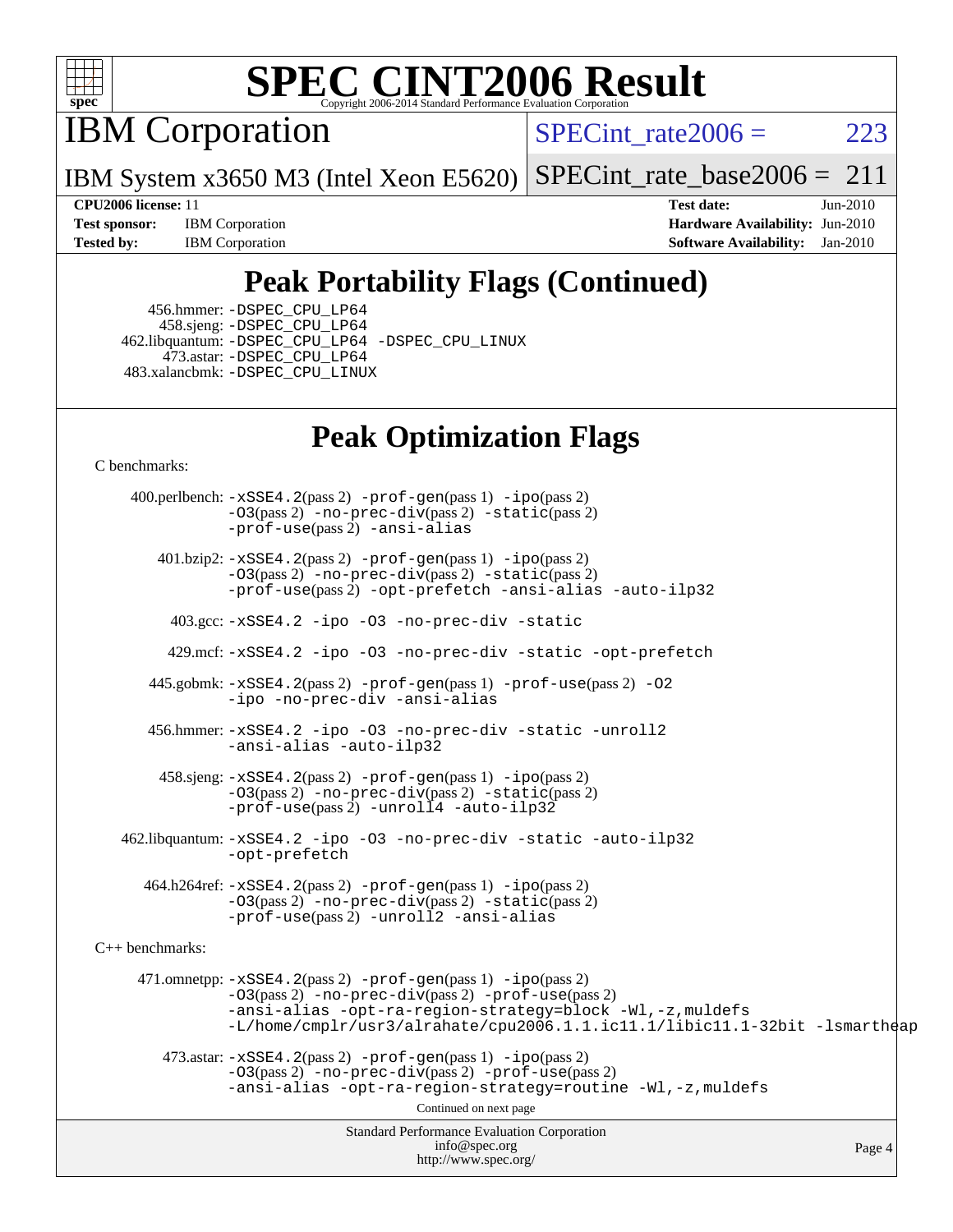# SPEC CINT2006 Result

## IBM Corporation

IBM System x3650 M3 (Intel Xeon E5620)

SPECint_rate2006 = 223

SPECint_rate_base2006 = 211

**CPU2006 license:** 11
**Test sponsor:** IBM Corporation
**Tested by:** IBM Corporation

**Test date:** Jun-2010
**Hardware Availability:** Jun-2010
**Software Availability:** Jan-2010

## Peak Portability Flags (Continued)

456.hmmer: -DSPEC_CPU_LP64
458.sjeng: -DSPEC_CPU_LP64
462.libquantum: -DSPEC_CPU_LP64 -DSPEC_CPU_LINUX
473.astar: -DSPEC_CPU_LP64
483.xalancbmk: -DSPEC_CPU_LINUX

## Peak Optimization Flags

C benchmarks:

400.perlbench: -xSSE4.2(pass 2) -prof-gen(pass 1) -ipo(pass 2) -O3(pass 2) -no-prec-div(pass 2) -static(pass 2) -prof-use(pass 2) -ansi-alias

401.bzip2: -xSSE4.2(pass 2) -prof-gen(pass 1) -ipo(pass 2) -O3(pass 2) -no-prec-div(pass 2) -static(pass 2) -prof-use(pass 2) -opt-prefetch -ansi-alias -auto-ilp32

403.gcc: -xSSE4.2 -ipo -O3 -no-prec-div -static

429.mcf: -xSSE4.2 -ipo -O3 -no-prec-div -static -opt-prefetch

445.gobmk: -xSSE4.2(pass 2) -prof-gen(pass 1) -prof-use(pass 2) -O2 -ipo -no-prec-div -ansi-alias

456.hmmer: -xSSE4.2 -ipo -O3 -no-prec-div -static -unroll2 -ansi-alias -auto-ilp32

458.sjeng: -xSSE4.2(pass 2) -prof-gen(pass 1) -ipo(pass 2) -O3(pass 2) -no-prec-div(pass 2) -static(pass 2) -prof-use(pass 2) -unroll4 -auto-ilp32

462.libquantum: -xSSE4.2 -ipo -O3 -no-prec-div -static -auto-ilp32 -opt-prefetch

464.h264ref: -xSSE4.2(pass 2) -prof-gen(pass 1) -ipo(pass 2) -O3(pass 2) -no-prec-div(pass 2) -static(pass 2) -prof-use(pass 2) -unroll2 -ansi-alias

C++ benchmarks:

471.omnetpp: -xSSE4.2(pass 2) -prof-gen(pass 1) -ipo(pass 2) -O3(pass 2) -no-prec-div(pass 2) -prof-use(pass 2) -ansi-alias -opt-ra-region-strategy=block -Wl,-z,muldefs -L/home/cmplr/usr3/alrahate/cpu2006.1.1.ic11.1/libic11.1-32bit -lsmartheap

473.astar: -xSSE4.2(pass 2) -prof-gen(pass 1) -ipo(pass 2) -O3(pass 2) -no-prec-div(pass 2) -prof-use(pass 2) -ansi-alias -opt-ra-region-strategy=routine -Wl,-z,muldefs

Continued on next page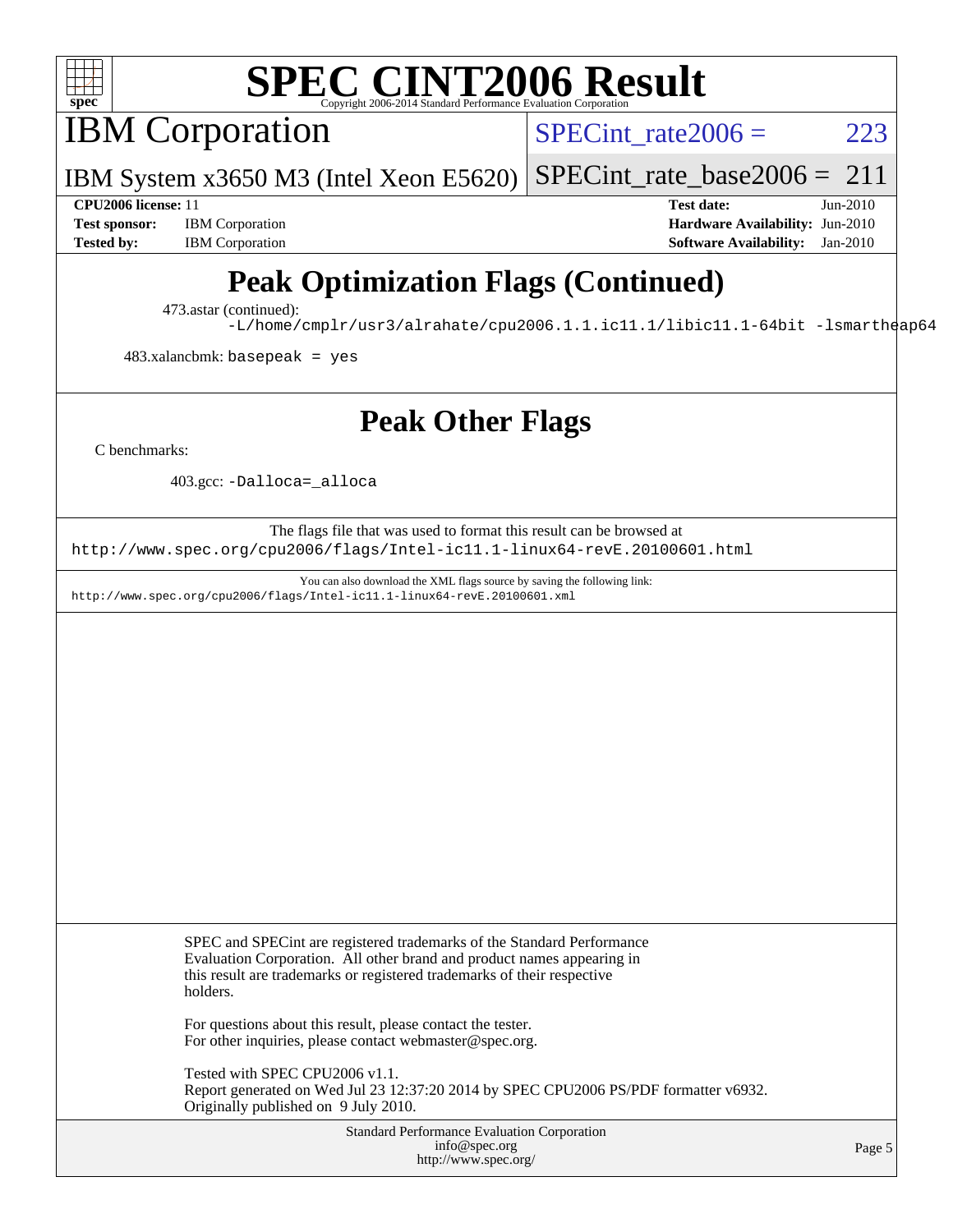# SPEC CINT2006 Result

Copyright 2006-2014 Standard Performance Evaluation Corporation

# IBM Corporation

IBM System x3650 M3 (Intel Xeon E5620)

SPECint_rate2006 = 223

SPECint_rate_base2006 = 211

**CPU2006 license:** 11
**Test sponsor:** IBM Corporation
**Tested by:** IBM Corporation

**Test date:** Jun-2010
**Hardware Availability:** Jun-2010
**Software Availability:** Jan-2010

## Peak Optimization Flags (Continued)

473.astar (continued):
`-L/home/cmplr/usr3/alrahate/cpu2006.1.1.ic11.1/libic11.1-64bit -lsmartheap64`

483.xalancbmk: `basepeak = yes`

## Peak Other Flags

C benchmarks:

403.gcc: `-Dalloca=_alloca`

The flags file that was used to format this result can be browsed at
http://www.spec.org/cpu2006/flags/Intel-ic11.1-linux64-revE.20100601.html

You can also download the XML flags source by saving the following link:
http://www.spec.org/cpu2006/flags/Intel-ic11.1-linux64-revE.20100601.xml

SPEC and SPECint are registered trademarks of the Standard Performance Evaluation Corporation. All other brand and product names appearing in this result are trademarks or registered trademarks of their respective holders.

For questions about this result, please contact the tester.
For other inquiries, please contact webmaster@spec.org.

Tested with SPEC CPU2006 v1.1.
Report generated on Wed Jul 23 12:37:20 2014 by SPEC CPU2006 PS/PDF formatter v6932.
Originally published on 9 July 2010.

Standard Performance Evaluation Corporation
info@spec.org
http://www.spec.org/